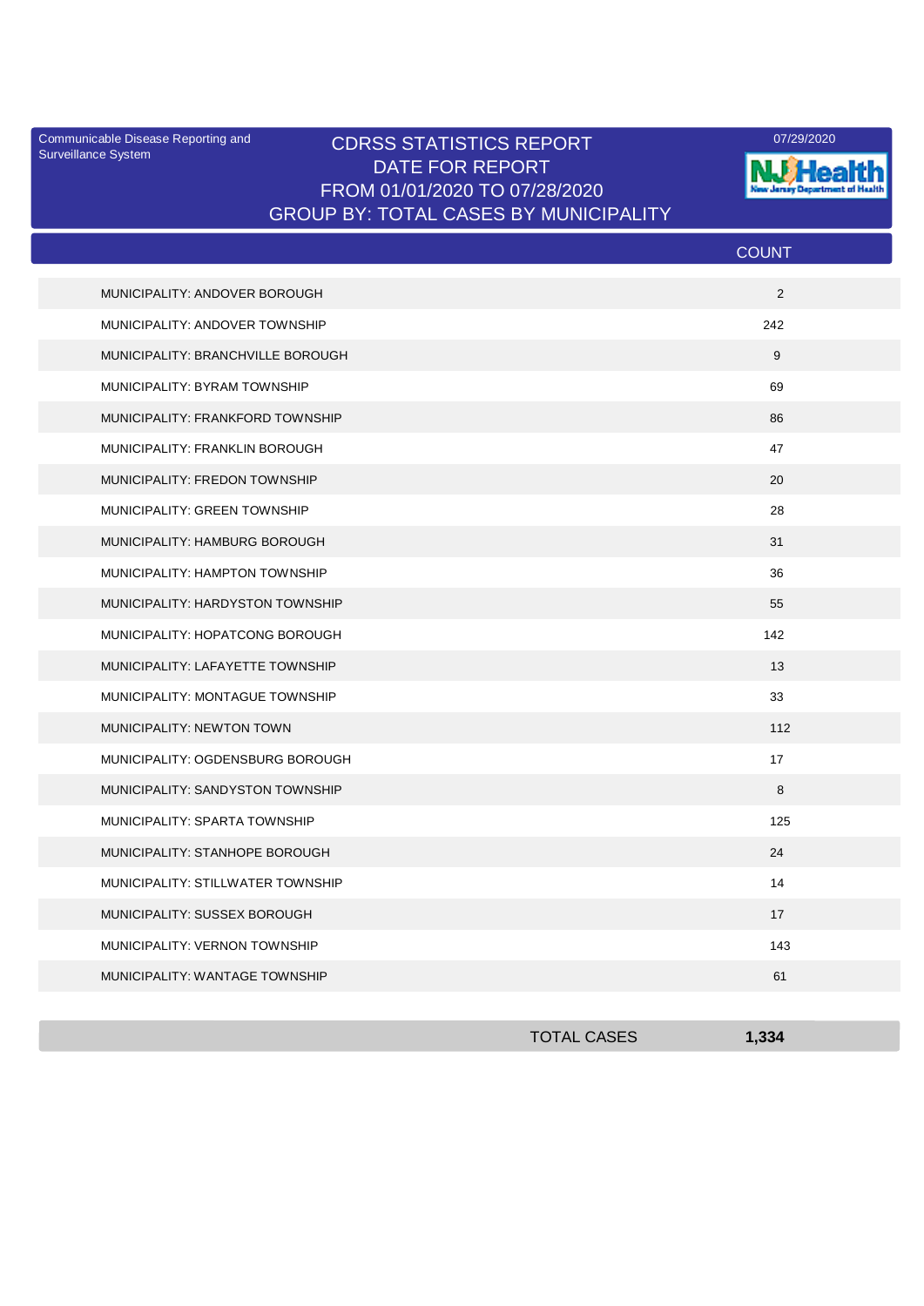Communicable Disease Reporting and Surveillance System

# CDRSS STATISTICS REPORT
## DATE FOR REPORT
## FROM 01/01/2020 TO 07/28/2020
## GROUP BY: TOTAL CASES BY MUNICIPALITY

07/29/2020

NJ Health — New Jersey Department of Health

| | COUNT |
|---|---|
| MUNICIPALITY: ANDOVER BOROUGH | 2 |
| MUNICIPALITY: ANDOVER TOWNSHIP | 242 |
| MUNICIPALITY: BRANCHVILLE BOROUGH | 9 |
| MUNICIPALITY: BYRAM TOWNSHIP | 69 |
| MUNICIPALITY: FRANKFORD TOWNSHIP | 86 |
| MUNICIPALITY: FRANKLIN BOROUGH | 47 |
| MUNICIPALITY: FREDON TOWNSHIP | 20 |
| MUNICIPALITY: GREEN TOWNSHIP | 28 |
| MUNICIPALITY: HAMBURG BOROUGH | 31 |
| MUNICIPALITY: HAMPTON TOWNSHIP | 36 |
| MUNICIPALITY: HARDYSTON TOWNSHIP | 55 |
| MUNICIPALITY: HOPATCONG BOROUGH | 142 |
| MUNICIPALITY: LAFAYETTE TOWNSHIP | 13 |
| MUNICIPALITY: MONTAGUE TOWNSHIP | 33 |
| MUNICIPALITY: NEWTON TOWN | 112 |
| MUNICIPALITY: OGDENSBURG BOROUGH | 17 |
| MUNICIPALITY: SANDYSTON TOWNSHIP | 8 |
| MUNICIPALITY: SPARTA TOWNSHIP | 125 |
| MUNICIPALITY: STANHOPE BOROUGH | 24 |
| MUNICIPALITY: STILLWATER TOWNSHIP | 14 |
| MUNICIPALITY: SUSSEX BOROUGH | 17 |
| MUNICIPALITY: VERNON TOWNSHIP | 143 |
| MUNICIPALITY: WANTAGE TOWNSHIP | 61 |
| **TOTAL CASES** | **1,334** |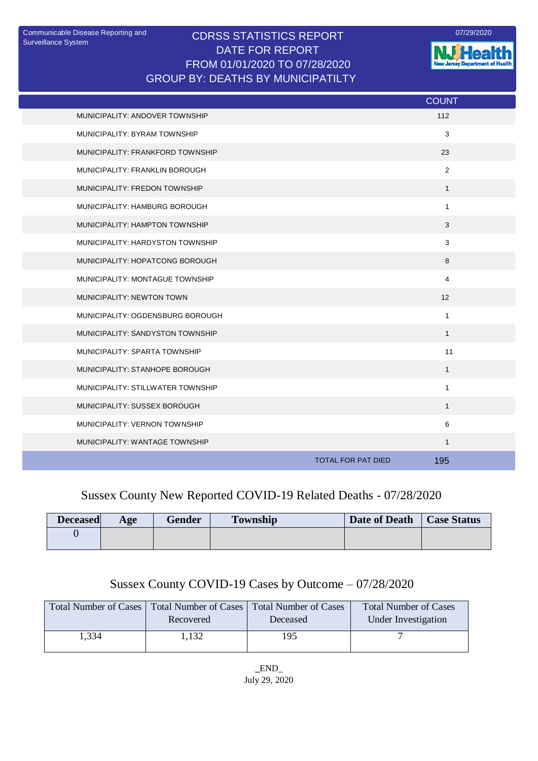Communicable Disease Reporting and Surveillance System

CDRSS STATISTICS REPORT
DATE FOR REPORT
FROM 01/01/2020 TO 07/28/2020
GROUP BY: DEATHS BY MUNICIPATILTY

07/29/2020

| | COUNT |
|---|---|
| MUNICIPALITY: ANDOVER TOWNSHIP | 112 |
| MUNICIPALITY: BYRAM TOWNSHIP | 3 |
| MUNICIPALITY: FRANKFORD TOWNSHIP | 23 |
| MUNICIPALITY: FRANKLIN BOROUGH | 2 |
| MUNICIPALITY: FREDON TOWNSHIP | 1 |
| MUNICIPALITY: HAMBURG BOROUGH | 1 |
| MUNICIPALITY: HAMPTON TOWNSHIP | 3 |
| MUNICIPALITY: HARDYSTON TOWNSHIP | 3 |
| MUNICIPALITY: HOPATCONG BOROUGH | 8 |
| MUNICIPALITY: MONTAGUE TOWNSHIP | 4 |
| MUNICIPALITY: NEWTON TOWN | 12 |
| MUNICIPALITY: OGDENSBURG BOROUGH | 1 |
| MUNICIPALITY: SANDYSTON TOWNSHIP | 1 |
| MUNICIPALITY: SPARTA TOWNSHIP | 11 |
| MUNICIPALITY: STANHOPE BOROUGH | 1 |
| MUNICIPALITY: STILLWATER TOWNSHIP | 1 |
| MUNICIPALITY: SUSSEX BOROUGH | 1 |
| MUNICIPALITY: VERNON TOWNSHIP | 6 |
| MUNICIPALITY: WANTAGE TOWNSHIP | 1 |
| TOTAL FOR PAT DIED | 195 |

## Sussex County New Reported COVID-19 Related Deaths - 07/28/2020

| Deceased | Age | Gender | Township | Date of Death | Case Status |
|---|---|---|---|---|---|
| 0 | | | | | |

## Sussex County COVID-19 Cases by Outcome – 07/28/2020

| Total Number of Cases | Total Number of Cases Recovered | Total Number of Cases Deceased | Total Number of Cases Under Investigation |
|---|---|---|---|
| 1,334 | 1,132 | 195 | 7 |

_END_
July 29, 2020